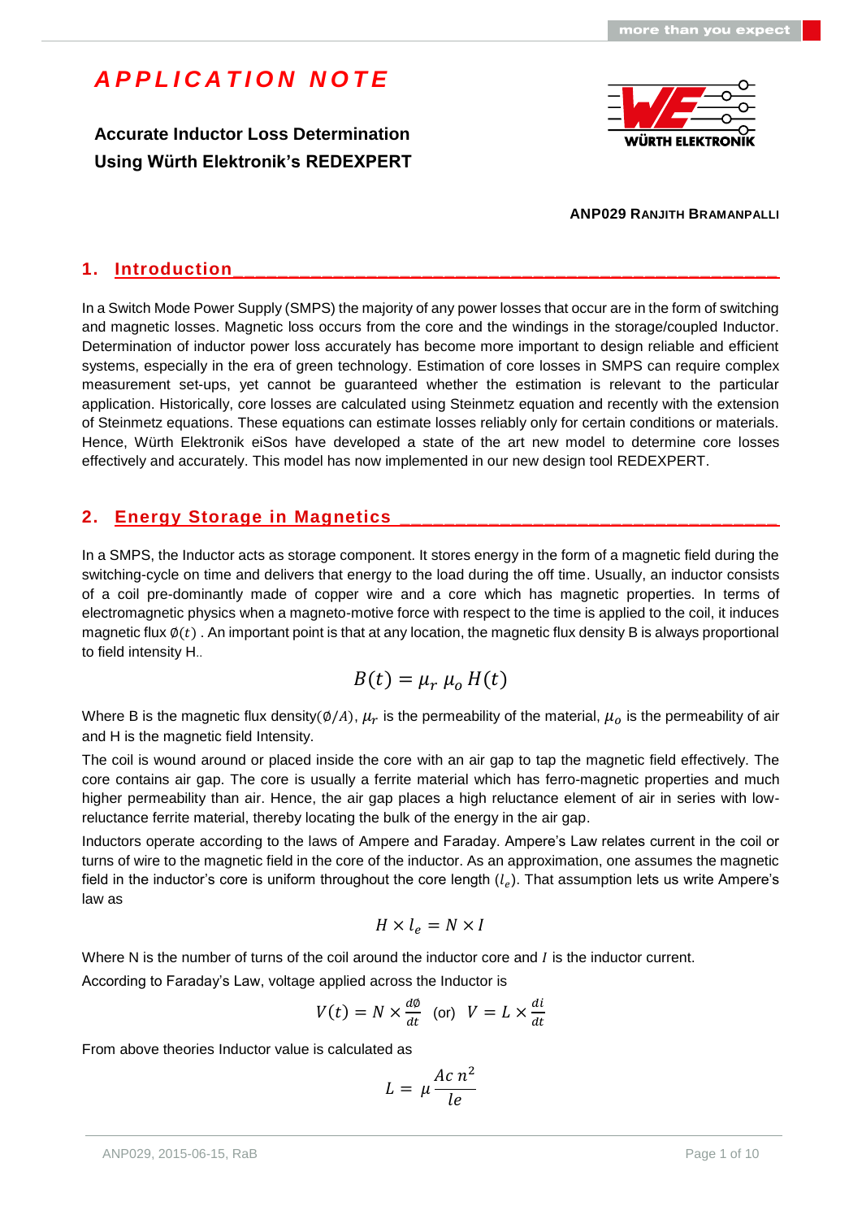# APPLICATION NOTE

**Accurate Inductor Loss Determination Using Würth Elektronik's REDEXPERT**

**ANP029 Ranjith Bramanpalli**

## 1. Introduction

In a Switch Mode Power Supply (SMPS) the majority of any power losses that occur are in the form of switching and magnetic losses. Magnetic loss occurs from the core and the windings in the storage/coupled Inductor. Determination of inductor power loss accurately has become more important to design reliable and efficient systems, especially in the era of green technology. Estimation of core losses in SMPS can require complex measurement set-ups, yet cannot be guaranteed whether the estimation is relevant to the particular application. Historically, core losses are calculated using Steinmetz equation and recently with the extension of Steinmetz equations. These equations can estimate losses reliably only for certain conditions or materials. Hence, Würth Elektronik eiSos have developed a state of the art new model to determine core losses effectively and accurately. This model has now implemented in our new design tool REDEXPERT.

## 2. Energy Storage in Magnetics

In a SMPS, the Inductor acts as storage component. It stores energy in the form of a magnetic field during the switching-cycle on time and delivers that energy to the load during the off time. Usually, an inductor consists of a coil pre-dominantly made of copper wire and a core which has magnetic properties. In terms of electromagnetic physics when a magneto-motive force with respect to the time is applied to the coil, it induces magnetic flux $\emptyset(t)$ . An important point is that at any location, the magnetic flux density B is always proportional to field intensity H..

$$B(t) = \mu_r \; \mu_o \; H(t)$$

Where B is the magnetic flux density($\emptyset/A$), $\mu_r$ is the permeability of the material, $\mu_o$ is the permeability of air and H is the magnetic field Intensity.

The coil is wound around or placed inside the core with an air gap to tap the magnetic field effectively. The core contains air gap. The core is usually a ferrite material which has ferro-magnetic properties and much higher permeability than air. Hence, the air gap places a high reluctance element of air in series with low-reluctance ferrite material, thereby locating the bulk of the energy in the air gap.

Inductors operate according to the laws of Ampere and Faraday. Ampere's Law relates current in the coil or turns of wire to the magnetic field in the core of the inductor. As an approximation, one assumes the magnetic field in the inductor's core is uniform throughout the core length ($l_e$). That assumption lets us write Ampere's law as

$$H \times l_e = N \times I$$

Where N is the number of turns of the coil around the inductor core and $I$ is the inductor current.

According to Faraday's Law, voltage applied across the Inductor is

$$V(t) = N \times \frac{d\emptyset}{dt} \;\; \text{(or)} \;\; V = L \times \frac{di}{dt}$$

From above theories Inductor value is calculated as

$$L = \mu \frac{Ac \, n^2}{le}$$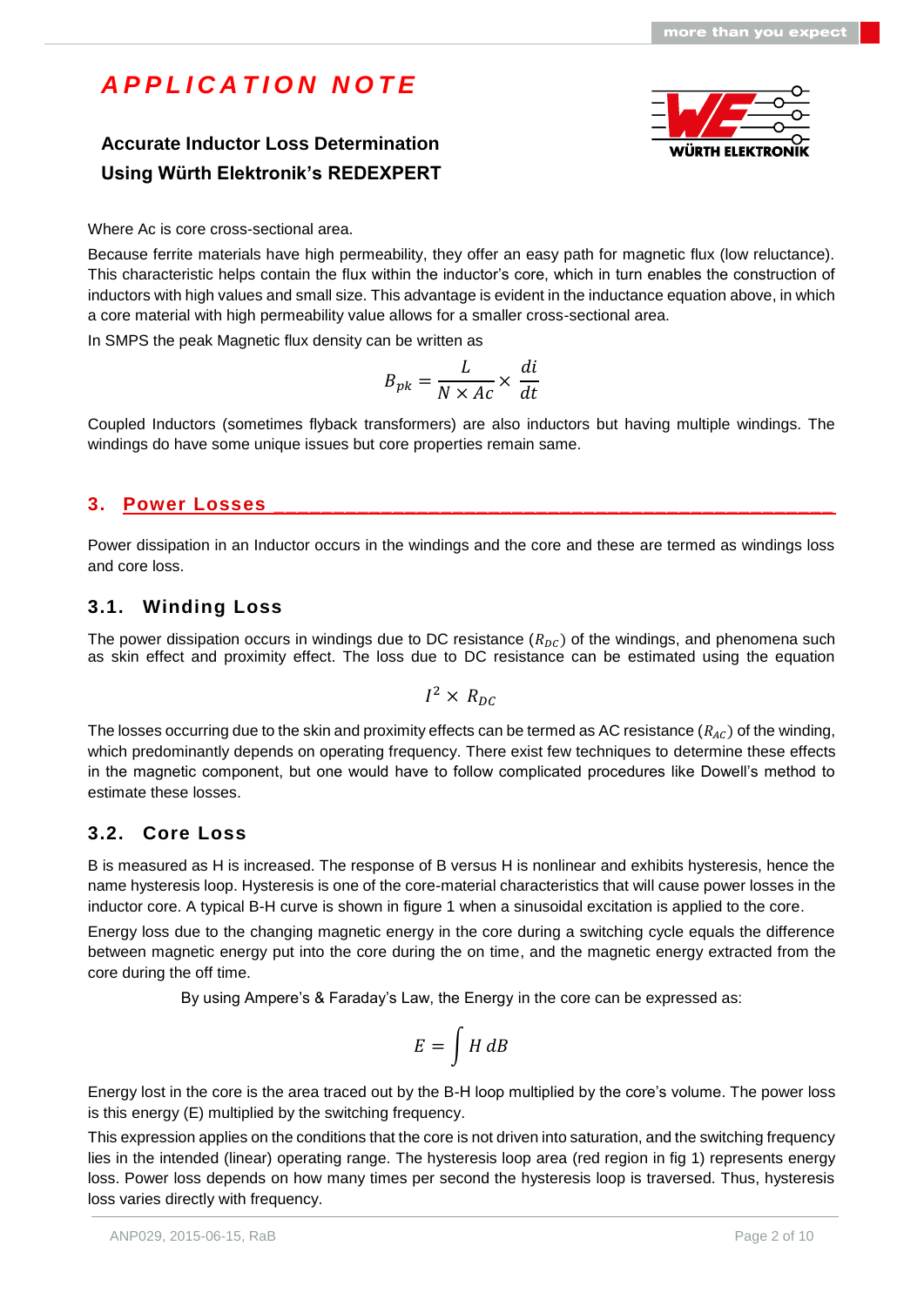Where Ac is core cross-sectional area.

Because ferrite materials have high permeability, they offer an easy path for magnetic flux (low reluctance). This characteristic helps contain the flux within the inductor's core, which in turn enables the construction of inductors with high values and small size. This advantage is evident in the inductance equation above, in which a core material with high permeability value allows for a smaller cross-sectional area.

In SMPS the peak Magnetic flux density can be written as

$$B_{pk} = \frac{L}{N \times Ac} \times \frac{di}{dt}$$

Coupled Inductors (sometimes flyback transformers) are also inductors but having multiple windings. The windings do have some unique issues but core properties remain same.

## 3. Power Losses

Power dissipation in an Inductor occurs in the windings and the core and these are termed as windings loss and core loss.

### 3.1. Winding Loss

The power dissipation occurs in windings due to DC resistance ($R_{DC}$) of the windings, and phenomena such as skin effect and proximity effect. The loss due to DC resistance can be estimated using the equation

$$I^2 \times R_{DC}$$

The losses occurring due to the skin and proximity effects can be termed as AC resistance ($R_{AC}$) of the winding, which predominantly depends on operating frequency. There exist few techniques to determine these effects in the magnetic component, but one would have to follow complicated procedures like Dowell's method to estimate these losses.

### 3.2. Core Loss

B is measured as H is increased. The response of B versus H is nonlinear and exhibits hysteresis, hence the name hysteresis loop. Hysteresis is one of the core-material characteristics that will cause power losses in the inductor core. A typical B-H curve is shown in figure 1 when a sinusoidal excitation is applied to the core.

Energy loss due to the changing magnetic energy in the core during a switching cycle equals the difference between magnetic energy put into the core during the on time, and the magnetic energy extracted from the core during the off time.

By using Ampere's & Faraday's Law, the Energy in the core can be expressed as:

$$E = \int H \, dB$$

Energy lost in the core is the area traced out by the B-H loop multiplied by the core's volume. The power loss is this energy (E) multiplied by the switching frequency.

This expression applies on the conditions that the core is not driven into saturation, and the switching frequency lies in the intended (linear) operating range. The hysteresis loop area (red region in fig 1) represents energy loss. Power loss depends on how many times per second the hysteresis loop is traversed. Thus, hysteresis loss varies directly with frequency.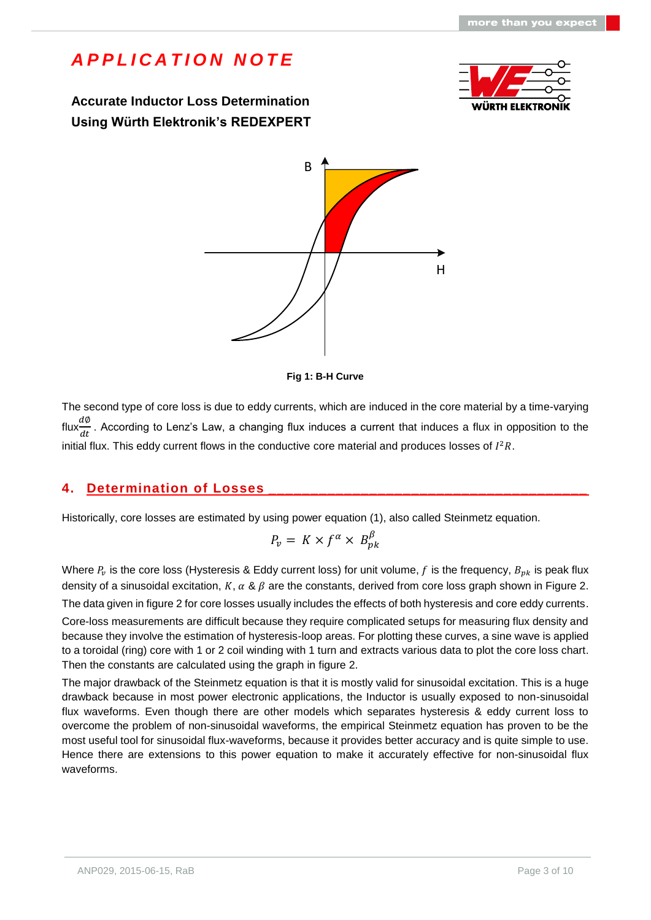Fig 1: B-H Curve

The second type of core loss is due to eddy currents, which are induced in the core material by a time-varying flux $\frac{d\emptyset}{dt}$. According to Lenz's Law, a changing flux induces a current that induces a flux in opposition to the initial flux. This eddy current flows in the conductive core material and produces losses of $I^2R$.

## 4. Determination of Losses

Historically, core losses are estimated by using power equation (1), also called Steinmetz equation.

$$P_v = K \times f^{\alpha} \times B_{pk}^{\beta}$$

Where $P_v$ is the core loss (Hysteresis & Eddy current loss) for unit volume, $f$ is the frequency, $B_{pk}$ is peak flux density of a sinusoidal excitation, $K$, $\alpha$ & $\beta$ are the constants, derived from core loss graph shown in Figure 2.

The data given in figure 2 for core losses usually includes the effects of both hysteresis and core eddy currents.

Core-loss measurements are difficult because they require complicated setups for measuring flux density and because they involve the estimation of hysteresis-loop areas. For plotting these curves, a sine wave is applied to a toroidal (ring) core with 1 or 2 coil winding with 1 turn and extracts various data to plot the core loss chart. Then the constants are calculated using the graph in figure 2.

The major drawback of the Steinmetz equation is that it is mostly valid for sinusoidal excitation. This is a huge drawback because in most power electronic applications, the Inductor is usually exposed to non-sinusoidal flux waveforms. Even though there are other models which separates hysteresis & eddy current loss to overcome the problem of non-sinusoidal waveforms, the empirical Steinmetz equation has proven to be the most useful tool for sinusoidal flux-waveforms, because it provides better accuracy and is quite simple to use. Hence there are extensions to this power equation to make it accurately effective for non-sinusoidal flux waveforms.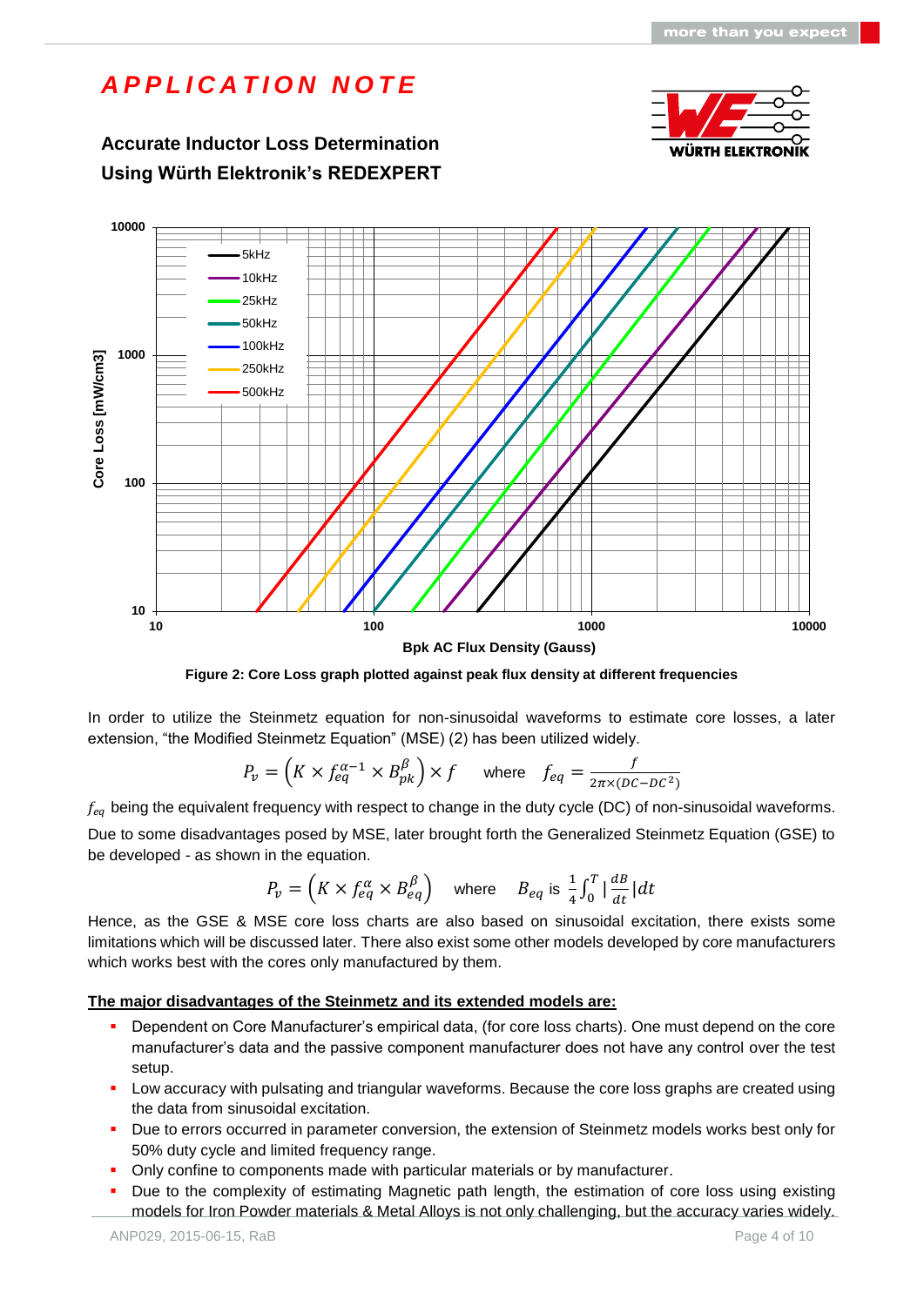# APPLICATION NOTE

## Accurate Inductor Loss Determination Using Würth Elektronik's REDEXPERT

Figure 2: Core Loss graph plotted against peak flux density at different frequencies

In order to utilize the Steinmetz equation for non-sinusoidal waveforms to estimate core losses, a later extension, "the Modified Steinmetz Equation" (MSE) (2) has been utilized widely.

$$P_v = \left(K \times f_{eq}^{\alpha-1} \times B_{pk}^{\beta}\right) \times f \quad \text{where} \quad f_{eq} = \frac{f}{2\pi \times (DC - DC^2)}$$

$f_{eq}$ being the equivalent frequency with respect to change in the duty cycle (DC) of non-sinusoidal waveforms.

Due to some disadvantages posed by MSE, later brought forth the Generalized Steinmetz Equation (GSE) to be developed - as shown in the equation.

$$P_v = \left(K \times f_{eq}^{\alpha} \times B_{eq}^{\beta}\right) \quad \text{where} \quad B_{eq} \text{ is } \frac{1}{4}\int_0^T \left|\frac{dB}{dt}\right| dt$$

Hence, as the GSE & MSE core loss charts are also based on sinusoidal excitation, there exists some limitations which will be discussed later. There also exist some other models developed by core manufacturers which works best with the cores only manufactured by them.

**The major disadvantages of the Steinmetz and its extended models are:**

- Dependent on Core Manufacturer's empirical data, (for core loss charts). One must depend on the core manufacturer's data and the passive component manufacturer does not have any control over the test setup.
- Low accuracy with pulsating and triangular waveforms. Because the core loss graphs are created using the data from sinusoidal excitation.
- Due to errors occurred in parameter conversion, the extension of Steinmetz models works best only for 50% duty cycle and limited frequency range.
- Only confine to components made with particular materials or by manufacturer.
- Due to the complexity of estimating Magnetic path length, the estimation of core loss using existing models for Iron Powder materials & Metal Alloys is not only challenging, but the accuracy varies widely.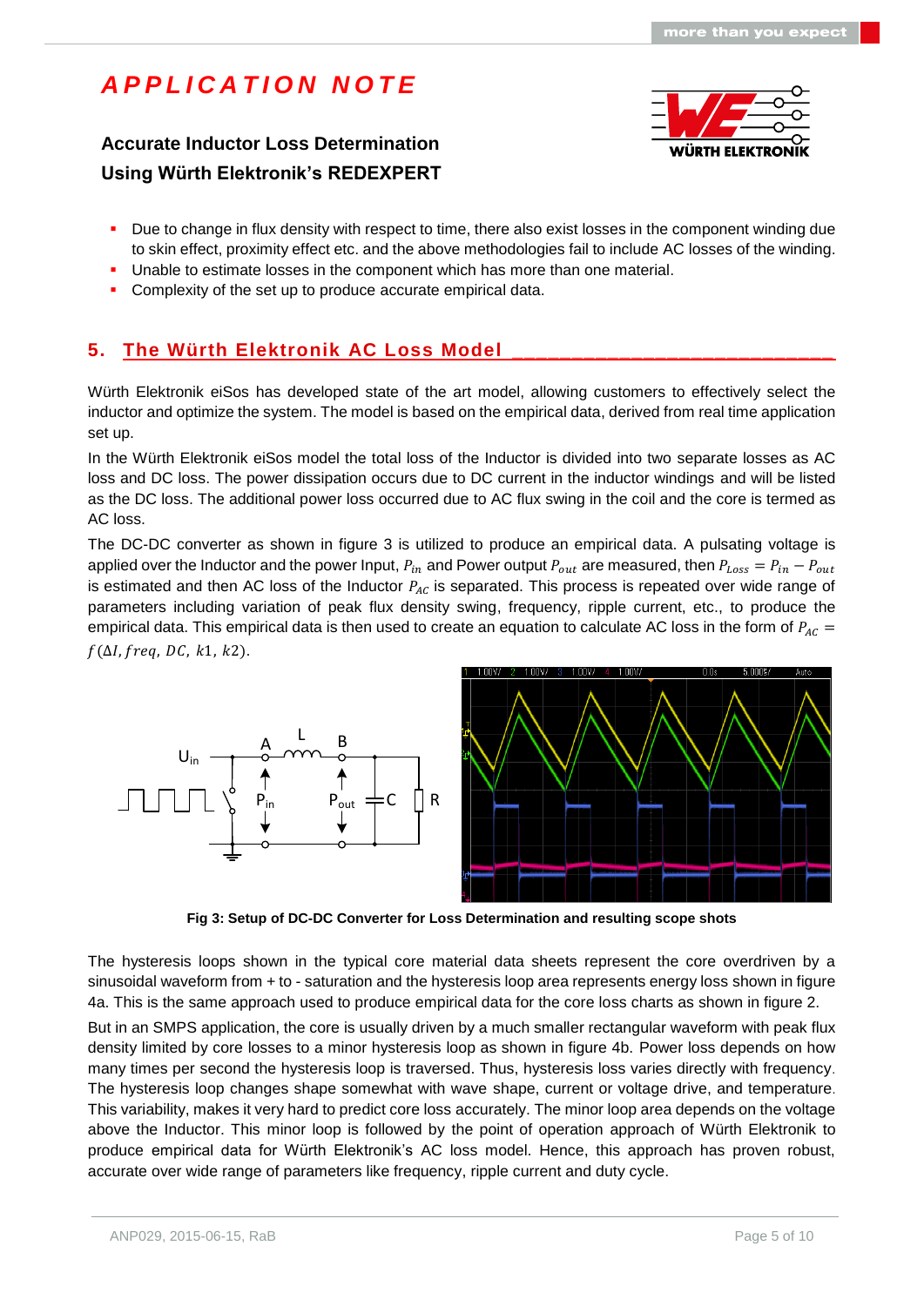- Due to change in flux density with respect to time, there also exist losses in the component winding due to skin effect, proximity effect etc. and the above methodologies fail to include AC losses of the winding.
- Unable to estimate losses in the component which has more than one material.
- Complexity of the set up to produce accurate empirical data.

## 5. The Würth Elektronik AC Loss Model

Würth Elektronik eiSos has developed state of the art model, allowing customers to effectively select the inductor and optimize the system. The model is based on the empirical data, derived from real time application set up.

In the Würth Elektronik eiSos model the total loss of the Inductor is divided into two separate losses as AC loss and DC loss. The power dissipation occurs due to DC current in the inductor windings and will be listed as the DC loss. The additional power loss occurred due to AC flux swing in the coil and the core is termed as AC loss.

The DC-DC converter as shown in figure 3 is utilized to produce an empirical data. A pulsating voltage is applied over the Inductor and the power Input, $P_{in}$ and Power output $P_{out}$ are measured, then $P_{Loss} = P_{in} - P_{out}$ is estimated and then AC loss of the Inductor $P_{AC}$ is separated. This process is repeated over wide range of parameters including variation of peak flux density swing, frequency, ripple current, etc., to produce the empirical data. This empirical data is then used to create an equation to calculate AC loss in the form of $P_{AC} = f(\Delta I, freq, DC, k1, k2)$.

**Fig 3: Setup of DC-DC Converter for Loss Determination and resulting scope shots**

The hysteresis loops shown in the typical core material data sheets represent the core overdriven by a sinusoidal waveform from + to - saturation and the hysteresis loop area represents energy loss shown in figure 4a. This is the same approach used to produce empirical data for the core loss charts as shown in figure 2.

But in an SMPS application, the core is usually driven by a much smaller rectangular waveform with peak flux density limited by core losses to a minor hysteresis loop as shown in figure 4b. Power loss depends on how many times per second the hysteresis loop is traversed. Thus, hysteresis loss varies directly with frequency. The hysteresis loop changes shape somewhat with wave shape, current or voltage drive, and temperature. This variability, makes it very hard to predict core loss accurately. The minor loop area depends on the voltage above the Inductor. This minor loop is followed by the point of operation approach of Würth Elektronik to produce empirical data for Würth Elektronik's AC loss model. Hence, this approach has proven robust, accurate over wide range of parameters like frequency, ripple current and duty cycle.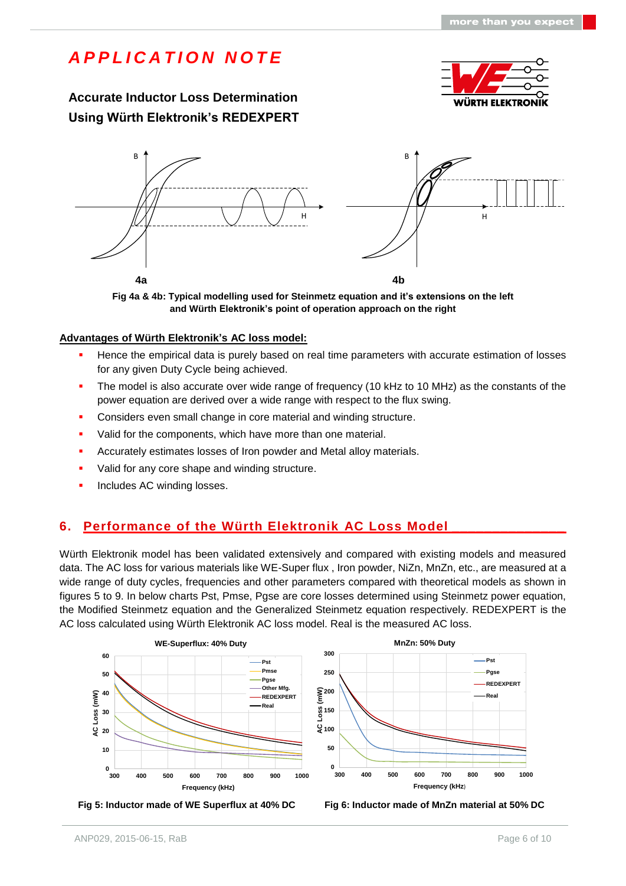Fig 4a & 4b: Typical modelling used for Steinmetz equation and it's extensions on the left and Würth Elektronik's point of operation approach on the right

**Advantages of Würth Elektronik's AC loss model:**

- Hence the empirical data is purely based on real time parameters with accurate estimation of losses for any given Duty Cycle being achieved.
- The model is also accurate over wide range of frequency (10 kHz to 10 MHz) as the constants of the power equation are derived over a wide range with respect to the flux swing.
- Considers even small change in core material and winding structure.
- Valid for the components, which have more than one material.
- Accurately estimates losses of Iron powder and Metal alloy materials.
- Valid for any core shape and winding structure.
- Includes AC winding losses.

## 6. Performance of the Würth Elektronik AC Loss Model

Würth Elektronik model has been validated extensively and compared with existing models and measured data. The AC loss for various materials like WE-Super flux , Iron powder, NiZn, MnZn, etc., are measured at a wide range of duty cycles, frequencies and other parameters compared with theoretical models as shown in figures 5 to 9. In below charts Pst, Pmse, Pgse are core losses determined using Steinmetz power equation, the Modified Steinmetz equation and the Generalized Steinmetz equation respectively. REDEXPERT is the AC loss calculated using Würth Elektronik AC loss model. Real is the measured AC loss.

Fig 5: Inductor made of WE Superflux at 40% DC

Fig 6: Inductor made of MnZn material at 50% DC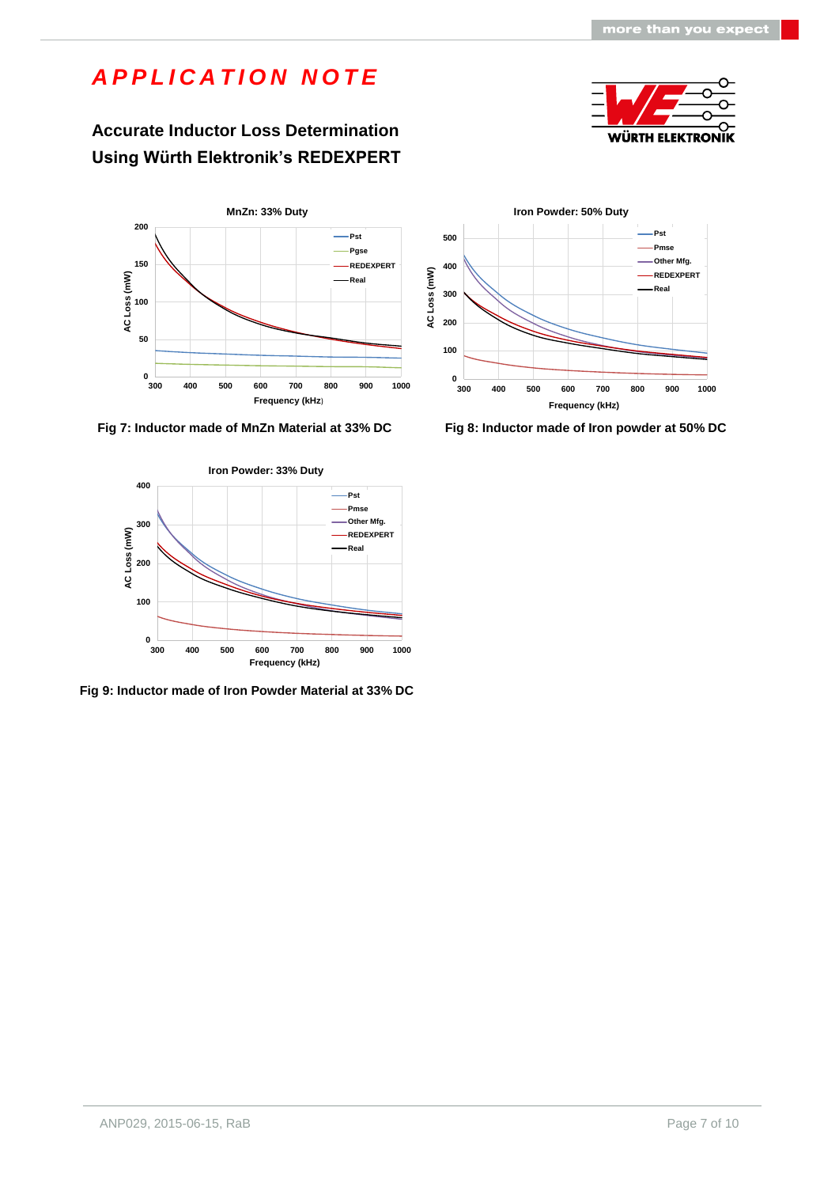Fig 7: Inductor made of MnZn Material at 33% DC

Fig 8: Inductor made of Iron powder at 50% DC

Fig 9: Inductor made of Iron Powder Material at 33% DC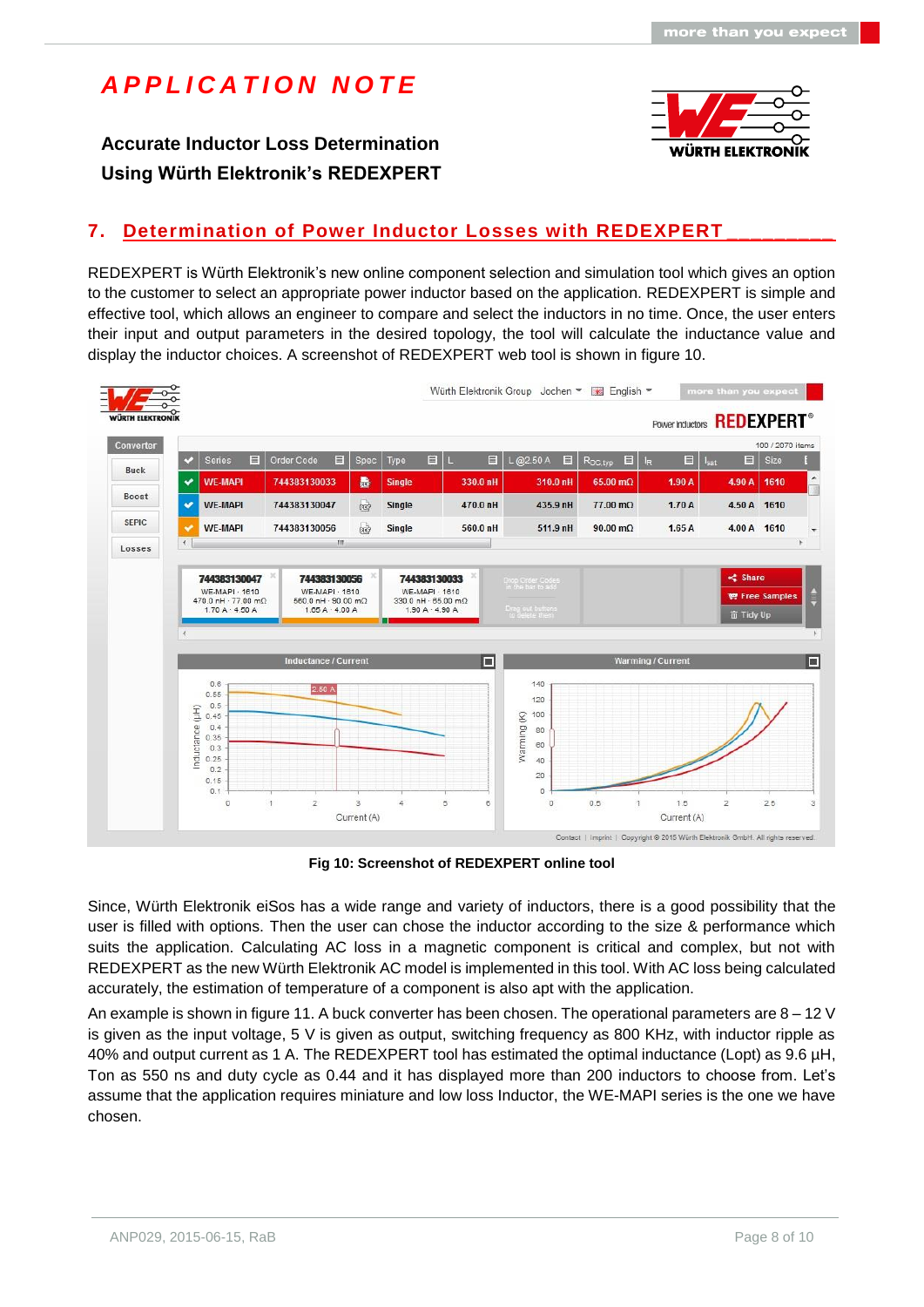## 7. Determination of Power Inductor Losses with REDEXPERT

REDEXPERT is Würth Elektronik's new online component selection and simulation tool which gives an option to the customer to select an appropriate power inductor based on the application. REDEXPERT is simple and effective tool, which allows an engineer to compare and select the inductors in no time. Once, the user enters their input and output parameters in the desired topology, the tool will calculate the inductance value and display the inductor choices. A screenshot of REDEXPERT web tool is shown in figure 10.

**Fig 10: Screenshot of REDEXPERT online tool**

Since, Würth Elektronik eiSos has a wide range and variety of inductors, there is a good possibility that the user is filled with options. Then the user can chose the inductor according to the size & performance which suits the application. Calculating AC loss in a magnetic component is critical and complex, but not with REDEXPERT as the new Würth Elektronik AC model is implemented in this tool. With AC loss being calculated accurately, the estimation of temperature of a component is also apt with the application.

An example is shown in figure 11. A buck converter has been chosen. The operational parameters are 8 – 12 V is given as the input voltage, 5 V is given as output, switching frequency as 800 KHz, with inductor ripple as 40% and output current as 1 A. The REDEXPERT tool has estimated the optimal inductance (Lopt) as 9.6 µH, Ton as 550 ns and duty cycle as 0.44 and it has displayed more than 200 inductors to choose from. Let's assume that the application requires miniature and low loss Inductor, the WE-MAPI series is the one we have chosen.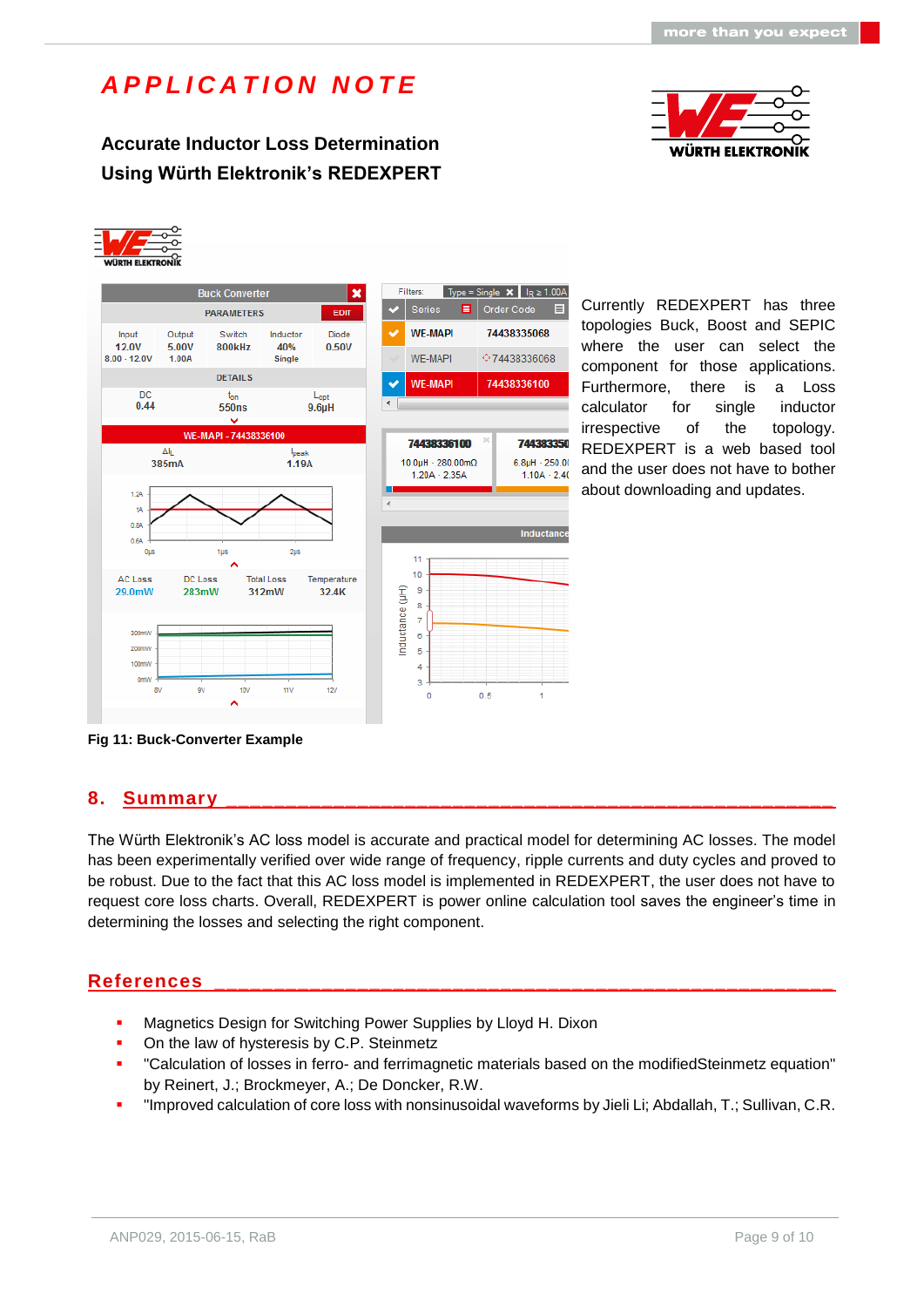Currently REDEXPERT has three topologies Buck, Boost and SEPIC where the user can select the component for those applications. Furthermore, there is a Loss calculator for single inductor irrespective of the topology. REDEXPERT is a web based tool and the user does not have to bother about downloading and updates.

Fig 11: Buck-Converter Example

## 8. Summary

The Würth Elektronik's AC loss model is accurate and practical model for determining AC losses. The model has been experimentally verified over wide range of frequency, ripple currents and duty cycles and proved to be robust. Due to the fact that this AC loss model is implemented in REDEXPERT, the user does not have to request core loss charts. Overall, REDEXPERT is power online calculation tool saves the engineer's time in determining the losses and selecting the right component.

## References

- Magnetics Design for Switching Power Supplies by Lloyd H. Dixon
- On the law of hysteresis by C.P. Steinmetz
- "Calculation of losses in ferro- and ferrimagnetic materials based on the modifiedSteinmetz equation" by Reinert, J.; Brockmeyer, A.; De Doncker, R.W.
- "Improved calculation of core loss with nonsinusoidal waveforms by Jieli Li; Abdallah, T.; Sullivan, C.R.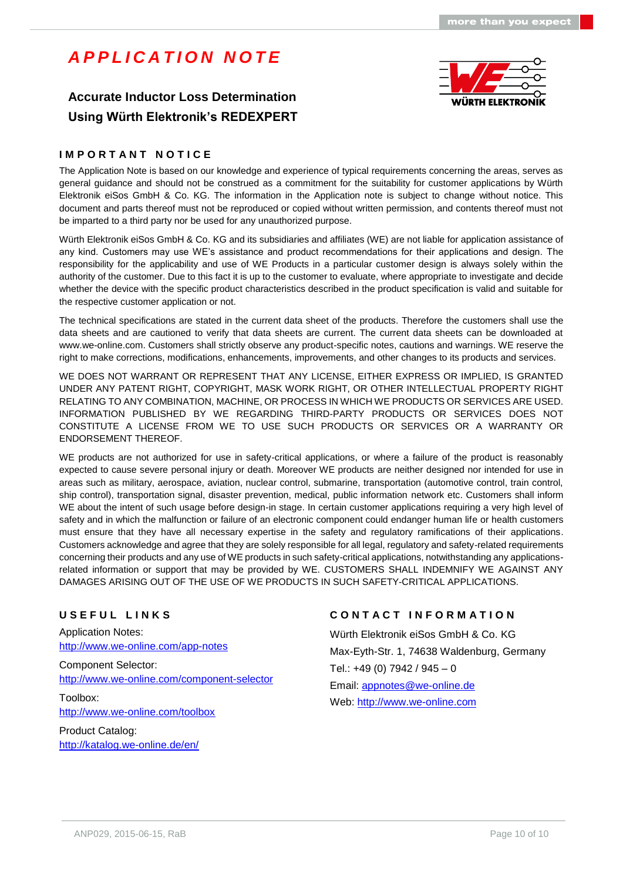# APPLICATION NOTE

## Accurate Inductor Loss Determination Using Würth Elektronik's REDEXPERT

### IMPORTANT NOTICE

The Application Note is based on our knowledge and experience of typical requirements concerning the areas, serves as general guidance and should not be construed as a commitment for the suitability for customer applications by Würth Elektronik eiSos GmbH & Co. KG. The information in the Application note is subject to change without notice. This document and parts thereof must not be reproduced or copied without written permission, and contents thereof must not be imparted to a third party nor be used for any unauthorized purpose.

Würth Elektronik eiSos GmbH & Co. KG and its subsidiaries and affiliates (WE) are not liable for application assistance of any kind. Customers may use WE's assistance and product recommendations for their applications and design. The responsibility for the applicability and use of WE Products in a particular customer design is always solely within the authority of the customer. Due to this fact it is up to the customer to evaluate, where appropriate to investigate and decide whether the device with the specific product characteristics described in the product specification is valid and suitable for the respective customer application or not.

The technical specifications are stated in the current data sheet of the products. Therefore the customers shall use the data sheets and are cautioned to verify that data sheets are current. The current data sheets can be downloaded at www.we-online.com. Customers shall strictly observe any product-specific notes, cautions and warnings. WE reserve the right to make corrections, modifications, enhancements, improvements, and other changes to its products and services.

WE DOES NOT WARRANT OR REPRESENT THAT ANY LICENSE, EITHER EXPRESS OR IMPLIED, IS GRANTED UNDER ANY PATENT RIGHT, COPYRIGHT, MASK WORK RIGHT, OR OTHER INTELLECTUAL PROPERTY RIGHT RELATING TO ANY COMBINATION, MACHINE, OR PROCESS IN WHICH WE PRODUCTS OR SERVICES ARE USED. INFORMATION PUBLISHED BY WE REGARDING THIRD-PARTY PRODUCTS OR SERVICES DOES NOT CONSTITUTE A LICENSE FROM WE TO USE SUCH PRODUCTS OR SERVICES OR A WARRANTY OR ENDORSEMENT THEREOF.

WE products are not authorized for use in safety-critical applications, or where a failure of the product is reasonably expected to cause severe personal injury or death. Moreover WE products are neither designed nor intended for use in areas such as military, aerospace, aviation, nuclear control, submarine, transportation (automotive control, train control, ship control), transportation signal, disaster prevention, medical, public information network etc. Customers shall inform WE about the intent of such usage before design-in stage. In certain customer applications requiring a very high level of safety and in which the malfunction or failure of an electronic component could endanger human life or health customers must ensure that they have all necessary expertise in the safety and regulatory ramifications of their applications. Customers acknowledge and agree that they are solely responsible for all legal, regulatory and safety-related requirements concerning their products and any use of WE products in such safety-critical applications, notwithstanding any applications-related information or support that may be provided by WE. CUSTOMERS SHALL INDEMNIFY WE AGAINST ANY DAMAGES ARISING OUT OF THE USE OF WE PRODUCTS IN SUCH SAFETY-CRITICAL APPLICATIONS.

### USEFUL LINKS

Application Notes:
http://www.we-online.com/app-notes

Component Selector:
http://www.we-online.com/component-selector

Toolbox:
http://www.we-online.com/toolbox

Product Catalog:
http://katalog.we-online.de/en/

### CONTACT INFORMATION

Würth Elektronik eiSos GmbH & Co. KG
Max-Eyth-Str. 1, 74638 Waldenburg, Germany
Tel.: +49 (0) 7942 / 945 – 0
Email: appnotes@we-online.de
Web: http://www.we-online.com